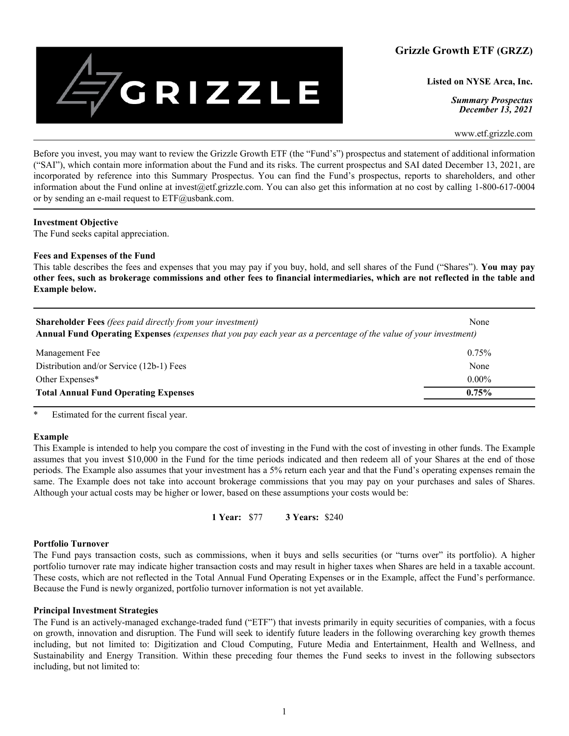# Grizzle Growth ETF (GRZZ)

**Listed on NYSE Arca, Inc.**

***Summary Prospectus***
***December 13, 2021***

www.etf.grizzle.com

Before you invest, you may want to review the Grizzle Growth ETF (the "Fund's") prospectus and statement of additional information ("SAI"), which contain more information about the Fund and its risks. The current prospectus and SAI dated December 13, 2021, are incorporated by reference into this Summary Prospectus. You can find the Fund's prospectus, reports to shareholders, and other information about the Fund online at invest@etf.grizzle.com. You can also get this information at no cost by calling 1-800-617-0004 or by sending an e-mail request to ETF@usbank.com.

**Investment Objective**

The Fund seeks capital appreciation.

**Fees and Expenses of the Fund**

This table describes the fees and expenses that you may pay if you buy, hold, and sell shares of the Fund ("Shares"). **You may pay other fees, such as brokerage commissions and other fees to financial intermediaries, which are not reflected in the table and Example below.**

| | |
|---|---|
| **Shareholder Fees** *(fees paid directly from your investment)* | None |
| **Annual Fund Operating Expenses** *(expenses that you pay each year as a percentage of the value of your investment)* | |
| Management Fee | 0.75% |
| Distribution and/or Service (12b-1) Fees | None |
| Other Expenses* | 0.00% |
| **Total Annual Fund Operating Expenses** | **0.75%** |

\* Estimated for the current fiscal year.

**Example**

This Example is intended to help you compare the cost of investing in the Fund with the cost of investing in other funds. The Example assumes that you invest $10,000 in the Fund for the time periods indicated and then redeem all of your Shares at the end of those periods. The Example also assumes that your investment has a 5% return each year and that the Fund's operating expenses remain the same. The Example does not take into account brokerage commissions that you may pay on your purchases and sales of Shares. Although your actual costs may be higher or lower, based on these assumptions your costs would be:

**1 Year:** $77 **3 Years:** $240

**Portfolio Turnover**

The Fund pays transaction costs, such as commissions, when it buys and sells securities (or "turns over" its portfolio). A higher portfolio turnover rate may indicate higher transaction costs and may result in higher taxes when Shares are held in a taxable account. These costs, which are not reflected in the Total Annual Fund Operating Expenses or in the Example, affect the Fund's performance. Because the Fund is newly organized, portfolio turnover information is not yet available.

**Principal Investment Strategies**

The Fund is an actively-managed exchange-traded fund ("ETF") that invests primarily in equity securities of companies, with a focus on growth, innovation and disruption. The Fund will seek to identify future leaders in the following overarching key growth themes including, but not limited to: Digitization and Cloud Computing, Future Media and Entertainment, Health and Wellness, and Sustainability and Energy Transition. Within these preceding four themes the Fund seeks to invest in the following subsectors including, but not limited to: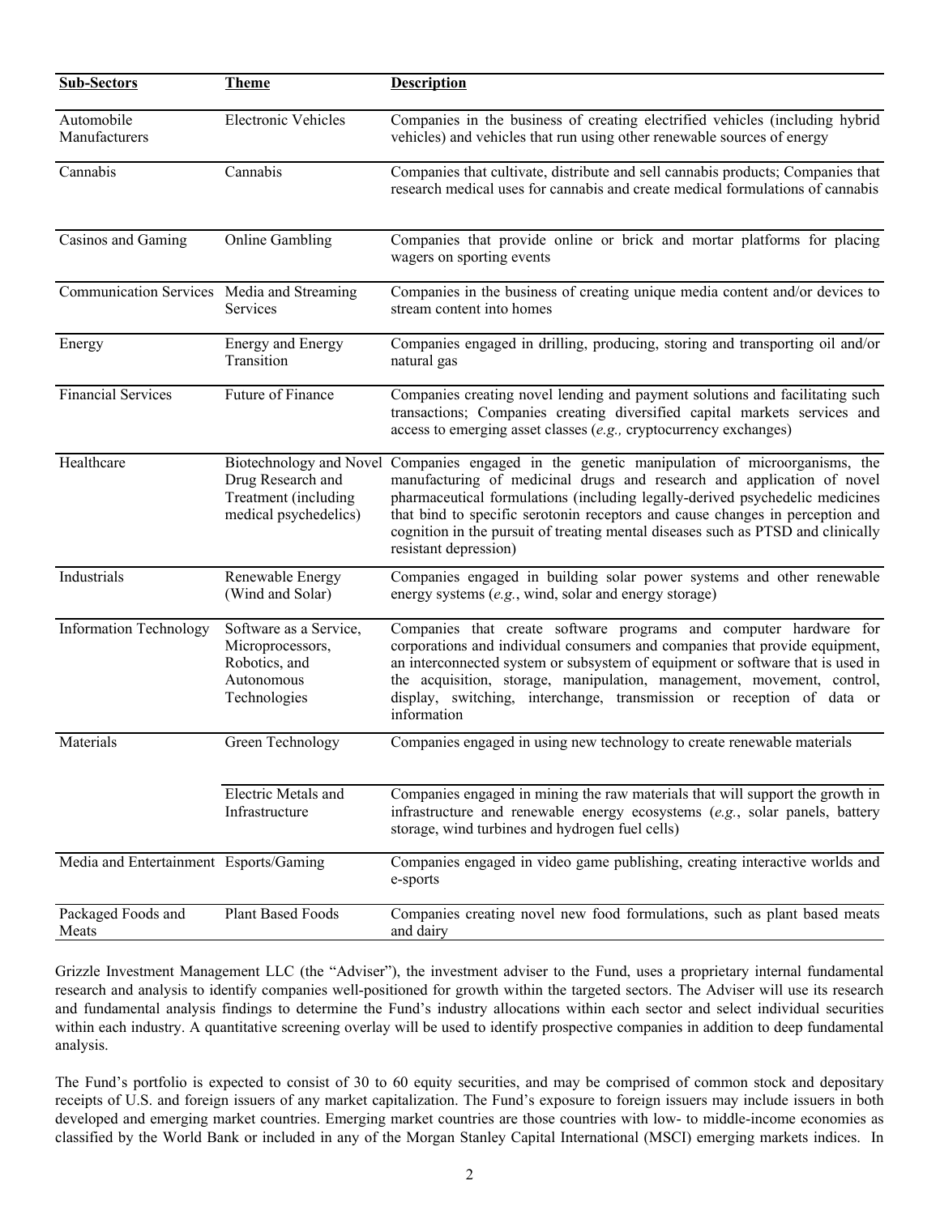| Sub-Sectors | Theme | Description |
|---|---|---|
| Automobile Manufacturers | Electronic Vehicles | Companies in the business of creating electrified vehicles (including hybrid vehicles) and vehicles that run using other renewable sources of energy |
| Cannabis | Cannabis | Companies that cultivate, distribute and sell cannabis products; Companies that research medical uses for cannabis and create medical formulations of cannabis |
| Casinos and Gaming | Online Gambling | Companies that provide online or brick and mortar platforms for placing wagers on sporting events |
| Communication Services | Media and Streaming Services | Companies in the business of creating unique media content and/or devices to stream content into homes |
| Energy | Energy and Energy Transition | Companies engaged in drilling, producing, storing and transporting oil and/or natural gas |
| Financial Services | Future of Finance | Companies creating novel lending and payment solutions and facilitating such transactions; Companies creating diversified capital markets services and access to emerging asset classes (*e.g.,* cryptocurrency exchanges) |
| Healthcare | Biotechnology and Novel Drug Research and Treatment (including medical psychedelics) | Companies engaged in the genetic manipulation of microorganisms, the manufacturing of medicinal drugs and research and application of novel pharmaceutical formulations (including legally-derived psychedelic medicines that bind to specific serotonin receptors and cause changes in perception and cognition in the pursuit of treating mental diseases such as PTSD and clinically resistant depression) |
| Industrials | Renewable Energy (Wind and Solar) | Companies engaged in building solar power systems and other renewable energy systems (*e.g.*, wind, solar and energy storage) |
| Information Technology | Software as a Service, Microprocessors, Robotics, and Autonomous Technologies | Companies that create software programs and computer hardware for corporations and individual consumers and companies that provide equipment, an interconnected system or subsystem of equipment or software that is used in the acquisition, storage, manipulation, management, movement, control, display, switching, interchange, transmission or reception of data or information |
| Materials | Green Technology | Companies engaged in using new technology to create renewable materials |
| | Electric Metals and Infrastructure | Companies engaged in mining the raw materials that will support the growth in infrastructure and renewable energy ecosystems (*e.g.*, solar panels, battery storage, wind turbines and hydrogen fuel cells) |
| Media and Entertainment | Esports/Gaming | Companies engaged in video game publishing, creating interactive worlds and e-sports |
| Packaged Foods and Meats | Plant Based Foods | Companies creating novel new food formulations, such as plant based meats and dairy |

Grizzle Investment Management LLC (the "Adviser"), the investment adviser to the Fund, uses a proprietary internal fundamental research and analysis to identify companies well-positioned for growth within the targeted sectors. The Adviser will use its research and fundamental analysis findings to determine the Fund's industry allocations within each sector and select individual securities within each industry. A quantitative screening overlay will be used to identify prospective companies in addition to deep fundamental analysis.

The Fund's portfolio is expected to consist of 30 to 60 equity securities, and may be comprised of common stock and depositary receipts of U.S. and foreign issuers of any market capitalization. The Fund's exposure to foreign issuers may include issuers in both developed and emerging market countries. Emerging market countries are those countries with low- to middle-income economies as classified by the World Bank or included in any of the Morgan Stanley Capital International (MSCI) emerging markets indices. In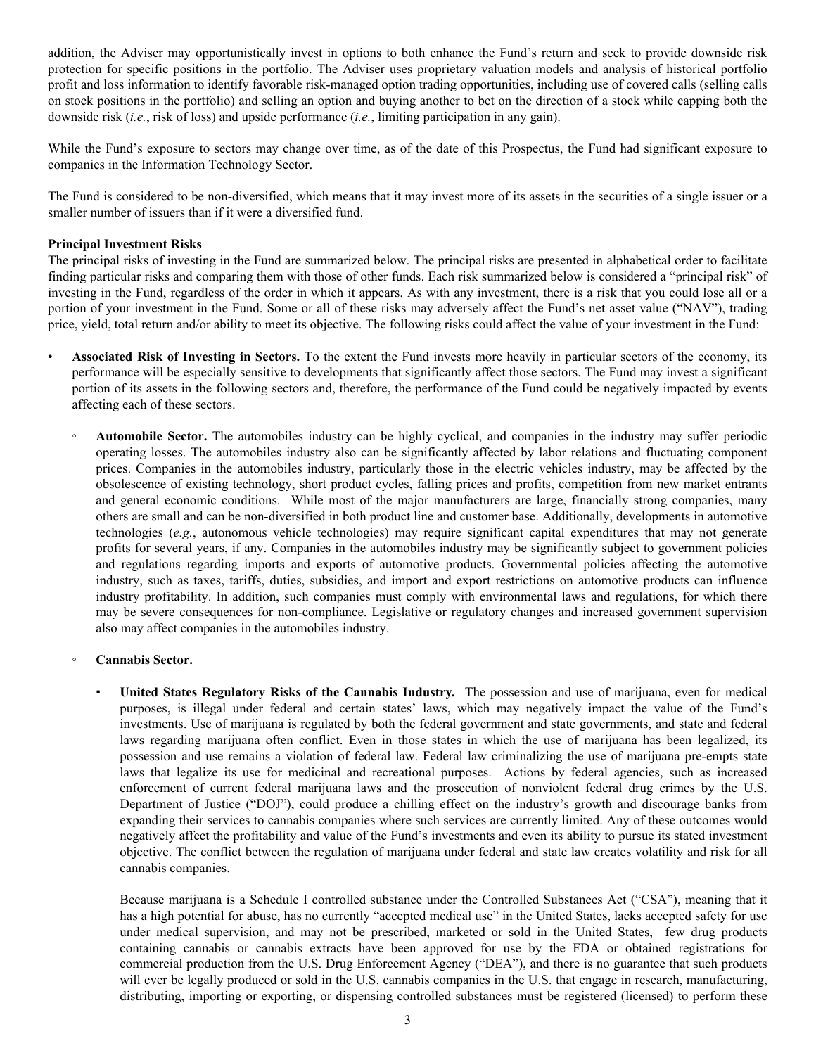addition, the Adviser may opportunistically invest in options to both enhance the Fund's return and seek to provide downside risk protection for specific positions in the portfolio. The Adviser uses proprietary valuation models and analysis of historical portfolio profit and loss information to identify favorable risk-managed option trading opportunities, including use of covered calls (selling calls on stock positions in the portfolio) and selling an option and buying another to bet on the direction of a stock while capping both the downside risk (*i.e.*, risk of loss) and upside performance (*i.e.*, limiting participation in any gain).

While the Fund's exposure to sectors may change over time, as of the date of this Prospectus, the Fund had significant exposure to companies in the Information Technology Sector.

The Fund is considered to be non-diversified, which means that it may invest more of its assets in the securities of a single issuer or a smaller number of issuers than if it were a diversified fund.

**Principal Investment Risks**

The principal risks of investing in the Fund are summarized below. The principal risks are presented in alphabetical order to facilitate finding particular risks and comparing them with those of other funds. Each risk summarized below is considered a "principal risk" of investing in the Fund, regardless of the order in which it appears. As with any investment, there is a risk that you could lose all or a portion of your investment in the Fund. Some or all of these risks may adversely affect the Fund's net asset value ("NAV"), trading price, yield, total return and/or ability to meet its objective. The following risks could affect the value of your investment in the Fund:

- **Associated Risk of Investing in Sectors.** To the extent the Fund invests more heavily in particular sectors of the economy, its performance will be especially sensitive to developments that significantly affect those sectors. The Fund may invest a significant portion of its assets in the following sectors and, therefore, the performance of the Fund could be negatively impacted by events affecting each of these sectors.

  - **Automobile Sector.** The automobiles industry can be highly cyclical, and companies in the industry may suffer periodic operating losses. The automobiles industry also can be significantly affected by labor relations and fluctuating component prices. Companies in the automobiles industry, particularly those in the electric vehicles industry, may be affected by the obsolescence of existing technology, short product cycles, falling prices and profits, competition from new market entrants and general economic conditions. While most of the major manufacturers are large, financially strong companies, many others are small and can be non-diversified in both product line and customer base. Additionally, developments in automotive technologies (*e.g.*, autonomous vehicle technologies) may require significant capital expenditures that may not generate profits for several years, if any. Companies in the automobiles industry may be significantly subject to government policies and regulations regarding imports and exports of automotive products. Governmental policies affecting the automotive industry, such as taxes, tariffs, duties, subsidies, and import and export restrictions on automotive products can influence industry profitability. In addition, such companies must comply with environmental laws and regulations, for which there may be severe consequences for non-compliance. Legislative or regulatory changes and increased government supervision also may affect companies in the automobiles industry.

  - **Cannabis Sector.**

    - **United States Regulatory Risks of the Cannabis Industry.** The possession and use of marijuana, even for medical purposes, is illegal under federal and certain states' laws, which may negatively impact the value of the Fund's investments. Use of marijuana is regulated by both the federal government and state governments, and state and federal laws regarding marijuana often conflict. Even in those states in which the use of marijuana has been legalized, its possession and use remains a violation of federal law. Federal law criminalizing the use of marijuana pre-empts state laws that legalize its use for medicinal and recreational purposes. Actions by federal agencies, such as increased enforcement of current federal marijuana laws and the prosecution of nonviolent federal drug crimes by the U.S. Department of Justice ("DOJ"), could produce a chilling effect on the industry's growth and discourage banks from expanding their services to cannabis companies where such services are currently limited. Any of these outcomes would negatively affect the profitability and value of the Fund's investments and even its ability to pursue its stated investment objective. The conflict between the regulation of marijuana under federal and state law creates volatility and risk for all cannabis companies.

      Because marijuana is a Schedule I controlled substance under the Controlled Substances Act ("CSA"), meaning that it has a high potential for abuse, has no currently "accepted medical use" in the United States, lacks accepted safety for use under medical supervision, and may not be prescribed, marketed or sold in the United States, few drug products containing cannabis or cannabis extracts have been approved for use by the FDA or obtained registrations for commercial production from the U.S. Drug Enforcement Agency ("DEA"), and there is no guarantee that such products will ever be legally produced or sold in the U.S. cannabis companies in the U.S. that engage in research, manufacturing, distributing, importing or exporting, or dispensing controlled substances must be registered (licensed) to perform these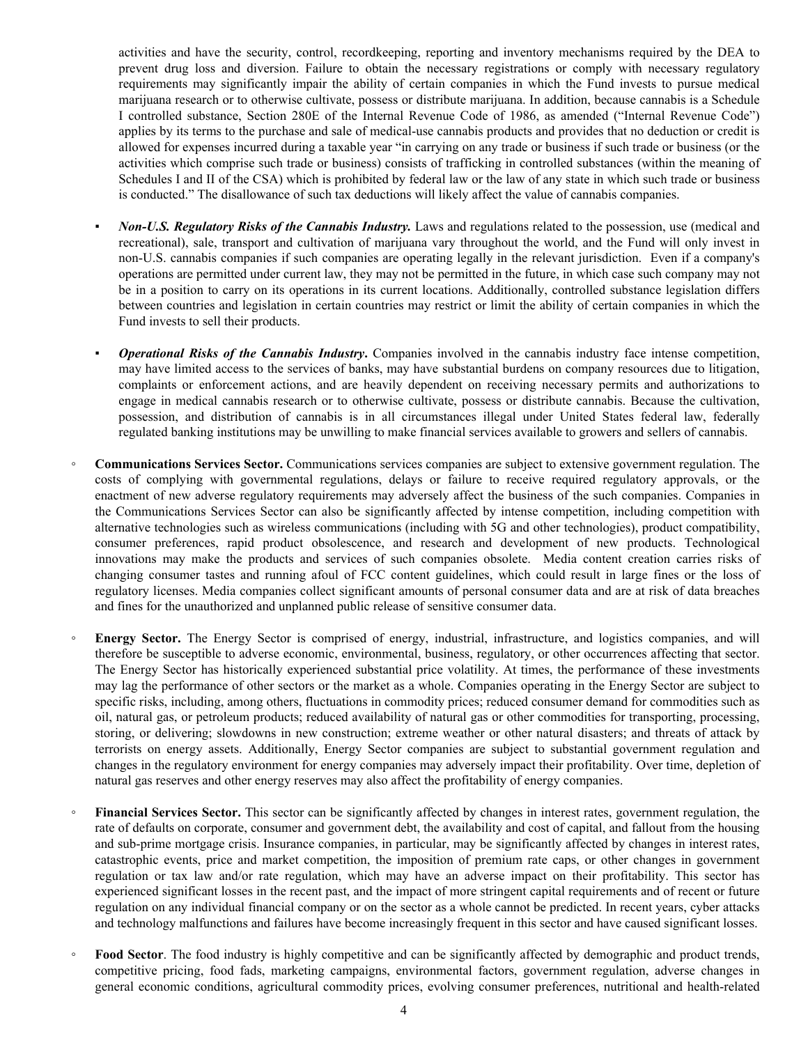activities and have the security, control, recordkeeping, reporting and inventory mechanisms required by the DEA to prevent drug loss and diversion. Failure to obtain the necessary registrations or comply with necessary regulatory requirements may significantly impair the ability of certain companies in which the Fund invests to pursue medical marijuana research or to otherwise cultivate, possess or distribute marijuana. In addition, because cannabis is a Schedule I controlled substance, Section 280E of the Internal Revenue Code of 1986, as amended ("Internal Revenue Code") applies by its terms to the purchase and sale of medical-use cannabis products and provides that no deduction or credit is allowed for expenses incurred during a taxable year "in carrying on any trade or business if such trade or business (or the activities which comprise such trade or business) consists of trafficking in controlled substances (within the meaning of Schedules I and II of the CSA) which is prohibited by federal law or the law of any state in which such trade or business is conducted." The disallowance of such tax deductions will likely affect the value of cannabis companies.

- ***Non-U.S. Regulatory Risks of the Cannabis Industry.*** Laws and regulations related to the possession, use (medical and recreational), sale, transport and cultivation of marijuana vary throughout the world, and the Fund will only invest in non-U.S. cannabis companies if such companies are operating legally in the relevant jurisdiction. Even if a company's operations are permitted under current law, they may not be permitted in the future, in which case such company may not be in a position to carry on its operations in its current locations. Additionally, controlled substance legislation differs between countries and legislation in certain countries may restrict or limit the ability of certain companies in which the Fund invests to sell their products.

- ***Operational Risks of the Cannabis Industry*.** Companies involved in the cannabis industry face intense competition, may have limited access to the services of banks, may have substantial burdens on company resources due to litigation, complaints or enforcement actions, and are heavily dependent on receiving necessary permits and authorizations to engage in medical cannabis research or to otherwise cultivate, possess or distribute cannabis. Because the cultivation, possession, and distribution of cannabis is in all circumstances illegal under United States federal law, federally regulated banking institutions may be unwilling to make financial services available to growers and sellers of cannabis.

◦ **Communications Services Sector.** Communications services companies are subject to extensive government regulation. The costs of complying with governmental regulations, delays or failure to receive required regulatory approvals, or the enactment of new adverse regulatory requirements may adversely affect the business of the such companies. Companies in the Communications Services Sector can also be significantly affected by intense competition, including competition with alternative technologies such as wireless communications (including with 5G and other technologies), product compatibility, consumer preferences, rapid product obsolescence, and research and development of new products. Technological innovations may make the products and services of such companies obsolete. Media content creation carries risks of changing consumer tastes and running afoul of FCC content guidelines, which could result in large fines or the loss of regulatory licenses. Media companies collect significant amounts of personal consumer data and are at risk of data breaches and fines for the unauthorized and unplanned public release of sensitive consumer data.

◦ **Energy Sector.** The Energy Sector is comprised of energy, industrial, infrastructure, and logistics companies, and will therefore be susceptible to adverse economic, environmental, business, regulatory, or other occurrences affecting that sector. The Energy Sector has historically experienced substantial price volatility. At times, the performance of these investments may lag the performance of other sectors or the market as a whole. Companies operating in the Energy Sector are subject to specific risks, including, among others, fluctuations in commodity prices; reduced consumer demand for commodities such as oil, natural gas, or petroleum products; reduced availability of natural gas or other commodities for transporting, processing, storing, or delivering; slowdowns in new construction; extreme weather or other natural disasters; and threats of attack by terrorists on energy assets. Additionally, Energy Sector companies are subject to substantial government regulation and changes in the regulatory environment for energy companies may adversely impact their profitability. Over time, depletion of natural gas reserves and other energy reserves may also affect the profitability of energy companies.

◦ **Financial Services Sector.** This sector can be significantly affected by changes in interest rates, government regulation, the rate of defaults on corporate, consumer and government debt, the availability and cost of capital, and fallout from the housing and sub-prime mortgage crisis. Insurance companies, in particular, may be significantly affected by changes in interest rates, catastrophic events, price and market competition, the imposition of premium rate caps, or other changes in government regulation or tax law and/or rate regulation, which may have an adverse impact on their profitability. This sector has experienced significant losses in the recent past, and the impact of more stringent capital requirements and of recent or future regulation on any individual financial company or on the sector as a whole cannot be predicted. In recent years, cyber attacks and technology malfunctions and failures have become increasingly frequent in this sector and have caused significant losses.

◦ **Food Sector**. The food industry is highly competitive and can be significantly affected by demographic and product trends, competitive pricing, food fads, marketing campaigns, environmental factors, government regulation, adverse changes in general economic conditions, agricultural commodity prices, evolving consumer preferences, nutritional and health-related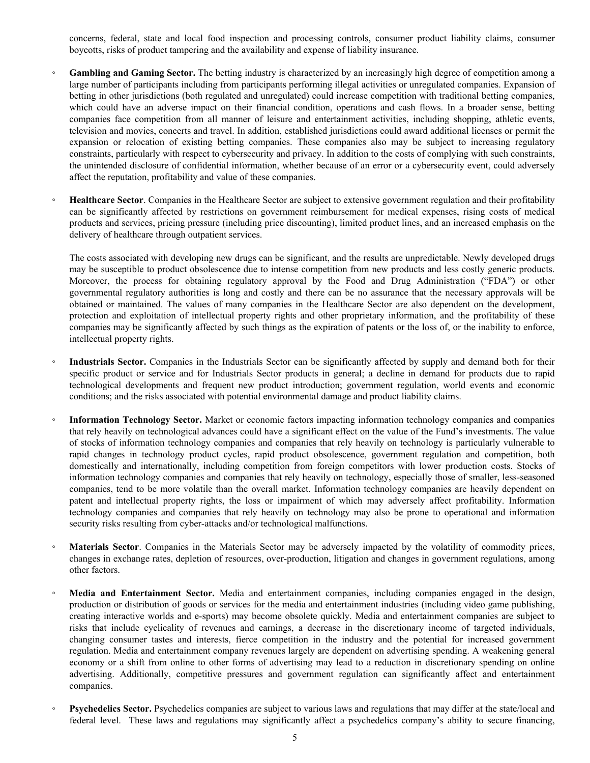concerns, federal, state and local food inspection and processing controls, consumer product liability claims, consumer boycotts, risks of product tampering and the availability and expense of liability insurance.

- **Gambling and Gaming Sector.** The betting industry is characterized by an increasingly high degree of competition among a large number of participants including from participants performing illegal activities or unregulated companies. Expansion of betting in other jurisdictions (both regulated and unregulated) could increase competition with traditional betting companies, which could have an adverse impact on their financial condition, operations and cash flows. In a broader sense, betting companies face competition from all manner of leisure and entertainment activities, including shopping, athletic events, television and movies, concerts and travel. In addition, established jurisdictions could award additional licenses or permit the expansion or relocation of existing betting companies. These companies also may be subject to increasing regulatory constraints, particularly with respect to cybersecurity and privacy. In addition to the costs of complying with such constraints, the unintended disclosure of confidential information, whether because of an error or a cybersecurity event, could adversely affect the reputation, profitability and value of these companies.

- **Healthcare Sector**. Companies in the Healthcare Sector are subject to extensive government regulation and their profitability can be significantly affected by restrictions on government reimbursement for medical expenses, rising costs of medical products and services, pricing pressure (including price discounting), limited product lines, and an increased emphasis on the delivery of healthcare through outpatient services.

  The costs associated with developing new drugs can be significant, and the results are unpredictable. Newly developed drugs may be susceptible to product obsolescence due to intense competition from new products and less costly generic products. Moreover, the process for obtaining regulatory approval by the Food and Drug Administration ("FDA") or other governmental regulatory authorities is long and costly and there can be no assurance that the necessary approvals will be obtained or maintained. The values of many companies in the Healthcare Sector are also dependent on the development, protection and exploitation of intellectual property rights and other proprietary information, and the profitability of these companies may be significantly affected by such things as the expiration of patents or the loss of, or the inability to enforce, intellectual property rights.

- **Industrials Sector.** Companies in the Industrials Sector can be significantly affected by supply and demand both for their specific product or service and for Industrials Sector products in general; a decline in demand for products due to rapid technological developments and frequent new product introduction; government regulation, world events and economic conditions; and the risks associated with potential environmental damage and product liability claims.

- **Information Technology Sector.** Market or economic factors impacting information technology companies and companies that rely heavily on technological advances could have a significant effect on the value of the Fund's investments. The value of stocks of information technology companies and companies that rely heavily on technology is particularly vulnerable to rapid changes in technology product cycles, rapid product obsolescence, government regulation and competition, both domestically and internationally, including competition from foreign competitors with lower production costs. Stocks of information technology companies and companies that rely heavily on technology, especially those of smaller, less-seasoned companies, tend to be more volatile than the overall market. Information technology companies are heavily dependent on patent and intellectual property rights, the loss or impairment of which may adversely affect profitability. Information technology companies and companies that rely heavily on technology may also be prone to operational and information security risks resulting from cyber-attacks and/or technological malfunctions.

- **Materials Sector**. Companies in the Materials Sector may be adversely impacted by the volatility of commodity prices, changes in exchange rates, depletion of resources, over-production, litigation and changes in government regulations, among other factors.

- **Media and Entertainment Sector.** Media and entertainment companies, including companies engaged in the design, production or distribution of goods or services for the media and entertainment industries (including video game publishing, creating interactive worlds and e-sports) may become obsolete quickly. Media and entertainment companies are subject to risks that include cyclicality of revenues and earnings, a decrease in the discretionary income of targeted individuals, changing consumer tastes and interests, fierce competition in the industry and the potential for increased government regulation. Media and entertainment company revenues largely are dependent on advertising spending. A weakening general economy or a shift from online to other forms of advertising may lead to a reduction in discretionary spending on online advertising. Additionally, competitive pressures and government regulation can significantly affect and entertainment companies.

- **Psychedelics Sector.** Psychedelics companies are subject to various laws and regulations that may differ at the state/local and federal level. These laws and regulations may significantly affect a psychedelics company's ability to secure financing,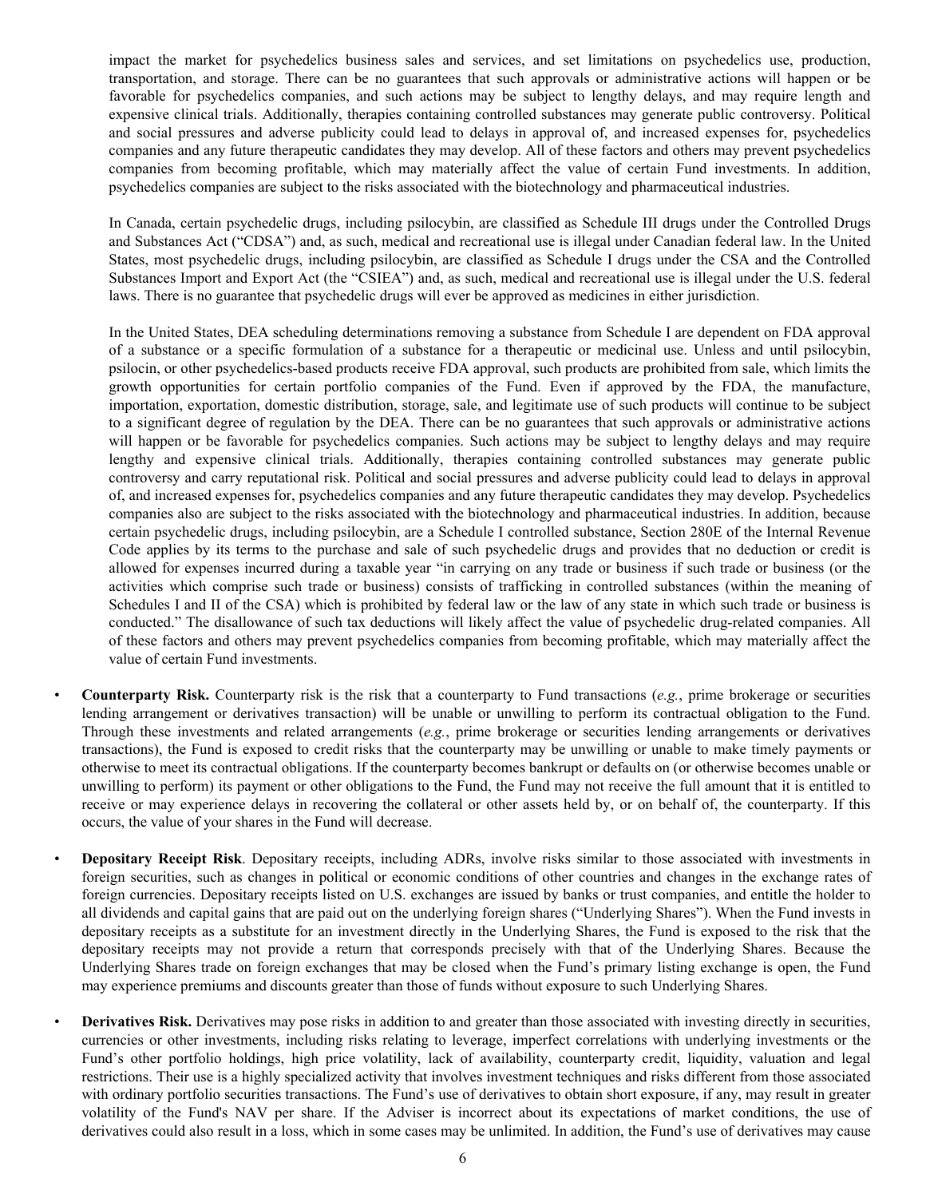impact the market for psychedelics business sales and services, and set limitations on psychedelics use, production, transportation, and storage. There can be no guarantees that such approvals or administrative actions will happen or be favorable for psychedelics companies, and such actions may be subject to lengthy delays, and may require length and expensive clinical trials. Additionally, therapies containing controlled substances may generate public controversy. Political and social pressures and adverse publicity could lead to delays in approval of, and increased expenses for, psychedelics companies and any future therapeutic candidates they may develop. All of these factors and others may prevent psychedelics companies from becoming profitable, which may materially affect the value of certain Fund investments. In addition, psychedelics companies are subject to the risks associated with the biotechnology and pharmaceutical industries.

In Canada, certain psychedelic drugs, including psilocybin, are classified as Schedule III drugs under the Controlled Drugs and Substances Act ("CDSA") and, as such, medical and recreational use is illegal under Canadian federal law. In the United States, most psychedelic drugs, including psilocybin, are classified as Schedule I drugs under the CSA and the Controlled Substances Import and Export Act (the "CSIEA") and, as such, medical and recreational use is illegal under the U.S. federal laws. There is no guarantee that psychedelic drugs will ever be approved as medicines in either jurisdiction.

In the United States, DEA scheduling determinations removing a substance from Schedule I are dependent on FDA approval of a substance or a specific formulation of a substance for a therapeutic or medicinal use. Unless and until psilocybin, psilocin, or other psychedelics-based products receive FDA approval, such products are prohibited from sale, which limits the growth opportunities for certain portfolio companies of the Fund. Even if approved by the FDA, the manufacture, importation, exportation, domestic distribution, storage, sale, and legitimate use of such products will continue to be subject to a significant degree of regulation by the DEA. There can be no guarantees that such approvals or administrative actions will happen or be favorable for psychedelics companies. Such actions may be subject to lengthy delays and may require lengthy and expensive clinical trials. Additionally, therapies containing controlled substances may generate public controversy and carry reputational risk. Political and social pressures and adverse publicity could lead to delays in approval of, and increased expenses for, psychedelics companies and any future therapeutic candidates they may develop. Psychedelics companies also are subject to the risks associated with the biotechnology and pharmaceutical industries. In addition, because certain psychedelic drugs, including psilocybin, are a Schedule I controlled substance, Section 280E of the Internal Revenue Code applies by its terms to the purchase and sale of such psychedelic drugs and provides that no deduction or credit is allowed for expenses incurred during a taxable year "in carrying on any trade or business if such trade or business (or the activities which comprise such trade or business) consists of trafficking in controlled substances (within the meaning of Schedules I and II of the CSA) which is prohibited by federal law or the law of any state in which such trade or business is conducted." The disallowance of such tax deductions will likely affect the value of psychedelic drug-related companies. All of these factors and others may prevent psychedelics companies from becoming profitable, which may materially affect the value of certain Fund investments.

- **Counterparty Risk.** Counterparty risk is the risk that a counterparty to Fund transactions (*e.g.*, prime brokerage or securities lending arrangement or derivatives transaction) will be unable or unwilling to perform its contractual obligation to the Fund. Through these investments and related arrangements (*e.g.*, prime brokerage or securities lending arrangements or derivatives transactions), the Fund is exposed to credit risks that the counterparty may be unwilling or unable to make timely payments or otherwise to meet its contractual obligations. If the counterparty becomes bankrupt or defaults on (or otherwise becomes unable or unwilling to perform) its payment or other obligations to the Fund, the Fund may not receive the full amount that it is entitled to receive or may experience delays in recovering the collateral or other assets held by, or on behalf of, the counterparty. If this occurs, the value of your shares in the Fund will decrease.

- **Depositary Receipt Risk**. Depositary receipts, including ADRs, involve risks similar to those associated with investments in foreign securities, such as changes in political or economic conditions of other countries and changes in the exchange rates of foreign currencies. Depositary receipts listed on U.S. exchanges are issued by banks or trust companies, and entitle the holder to all dividends and capital gains that are paid out on the underlying foreign shares ("Underlying Shares"). When the Fund invests in depositary receipts as a substitute for an investment directly in the Underlying Shares, the Fund is exposed to the risk that the depositary receipts may not provide a return that corresponds precisely with that of the Underlying Shares. Because the Underlying Shares trade on foreign exchanges that may be closed when the Fund's primary listing exchange is open, the Fund may experience premiums and discounts greater than those of funds without exposure to such Underlying Shares.

- **Derivatives Risk.** Derivatives may pose risks in addition to and greater than those associated with investing directly in securities, currencies or other investments, including risks relating to leverage, imperfect correlations with underlying investments or the Fund's other portfolio holdings, high price volatility, lack of availability, counterparty credit, liquidity, valuation and legal restrictions. Their use is a highly specialized activity that involves investment techniques and risks different from those associated with ordinary portfolio securities transactions. The Fund's use of derivatives to obtain short exposure, if any, may result in greater volatility of the Fund's NAV per share. If the Adviser is incorrect about its expectations of market conditions, the use of derivatives could also result in a loss, which in some cases may be unlimited. In addition, the Fund's use of derivatives may cause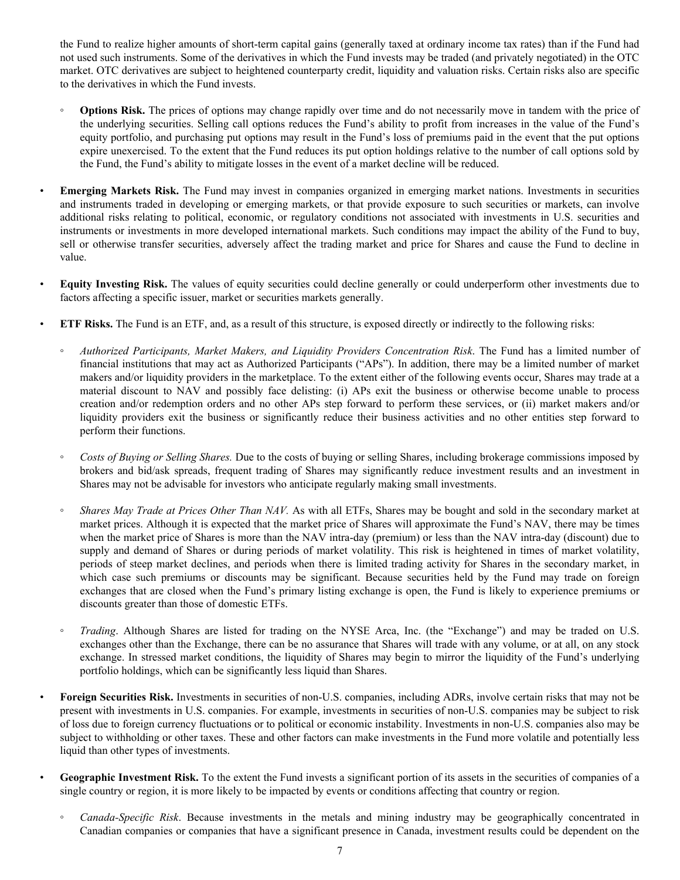the Fund to realize higher amounts of short-term capital gains (generally taxed at ordinary income tax rates) than if the Fund had not used such instruments. Some of the derivatives in which the Fund invests may be traded (and privately negotiated) in the OTC market. OTC derivatives are subject to heightened counterparty credit, liquidity and valuation risks. Certain risks also are specific to the derivatives in which the Fund invests.

  - **Options Risk.** The prices of options may change rapidly over time and do not necessarily move in tandem with the price of the underlying securities. Selling call options reduces the Fund's ability to profit from increases in the value of the Fund's equity portfolio, and purchasing put options may result in the Fund's loss of premiums paid in the event that the put options expire unexercised. To the extent that the Fund reduces its put option holdings relative to the number of call options sold by the Fund, the Fund's ability to mitigate losses in the event of a market decline will be reduced.

- **Emerging Markets Risk.** The Fund may invest in companies organized in emerging market nations. Investments in securities and instruments traded in developing or emerging markets, or that provide exposure to such securities or markets, can involve additional risks relating to political, economic, or regulatory conditions not associated with investments in U.S. securities and instruments or investments in more developed international markets. Such conditions may impact the ability of the Fund to buy, sell or otherwise transfer securities, adversely affect the trading market and price for Shares and cause the Fund to decline in value.

- **Equity Investing Risk.** The values of equity securities could decline generally or could underperform other investments due to factors affecting a specific issuer, market or securities markets generally.

- **ETF Risks.** The Fund is an ETF, and, as a result of this structure, is exposed directly or indirectly to the following risks:

  - *Authorized Participants, Market Makers, and Liquidity Providers Concentration Risk*. The Fund has a limited number of financial institutions that may act as Authorized Participants ("APs"). In addition, there may be a limited number of market makers and/or liquidity providers in the marketplace. To the extent either of the following events occur, Shares may trade at a material discount to NAV and possibly face delisting: (i) APs exit the business or otherwise become unable to process creation and/or redemption orders and no other APs step forward to perform these services, or (ii) market makers and/or liquidity providers exit the business or significantly reduce their business activities and no other entities step forward to perform their functions.

  - *Costs of Buying or Selling Shares.* Due to the costs of buying or selling Shares, including brokerage commissions imposed by brokers and bid/ask spreads, frequent trading of Shares may significantly reduce investment results and an investment in Shares may not be advisable for investors who anticipate regularly making small investments.

  - *Shares May Trade at Prices Other Than NAV.* As with all ETFs, Shares may be bought and sold in the secondary market at market prices. Although it is expected that the market price of Shares will approximate the Fund's NAV, there may be times when the market price of Shares is more than the NAV intra-day (premium) or less than the NAV intra-day (discount) due to supply and demand of Shares or during periods of market volatility. This risk is heightened in times of market volatility, periods of steep market declines, and periods when there is limited trading activity for Shares in the secondary market, in which case such premiums or discounts may be significant. Because securities held by the Fund may trade on foreign exchanges that are closed when the Fund's primary listing exchange is open, the Fund is likely to experience premiums or discounts greater than those of domestic ETFs.

  - *Trading*. Although Shares are listed for trading on the NYSE Arca, Inc. (the "Exchange") and may be traded on U.S. exchanges other than the Exchange, there can be no assurance that Shares will trade with any volume, or at all, on any stock exchange. In stressed market conditions, the liquidity of Shares may begin to mirror the liquidity of the Fund's underlying portfolio holdings, which can be significantly less liquid than Shares.

- **Foreign Securities Risk.** Investments in securities of non-U.S. companies, including ADRs, involve certain risks that may not be present with investments in U.S. companies. For example, investments in securities of non-U.S. companies may be subject to risk of loss due to foreign currency fluctuations or to political or economic instability. Investments in non-U.S. companies also may be subject to withholding or other taxes. These and other factors can make investments in the Fund more volatile and potentially less liquid than other types of investments.

- **Geographic Investment Risk.** To the extent the Fund invests a significant portion of its assets in the securities of companies of a single country or region, it is more likely to be impacted by events or conditions affecting that country or region.

  - *Canada-Specific Risk*. Because investments in the metals and mining industry may be geographically concentrated in Canadian companies or companies that have a significant presence in Canada, investment results could be dependent on the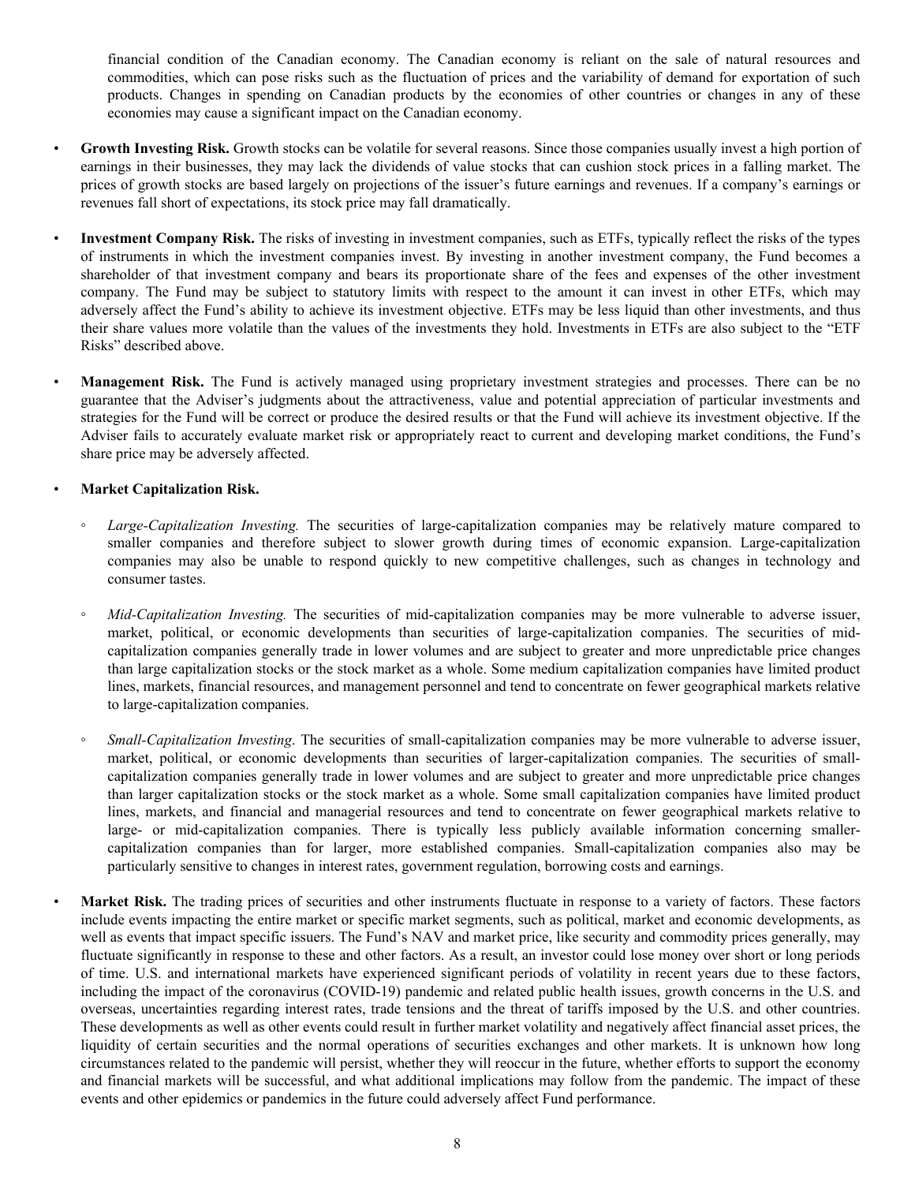financial condition of the Canadian economy. The Canadian economy is reliant on the sale of natural resources and commodities, which can pose risks such as the fluctuation of prices and the variability of demand for exportation of such products. Changes in spending on Canadian products by the economies of other countries or changes in any of these economies may cause a significant impact on the Canadian economy.

- **Growth Investing Risk.** Growth stocks can be volatile for several reasons. Since those companies usually invest a high portion of earnings in their businesses, they may lack the dividends of value stocks that can cushion stock prices in a falling market. The prices of growth stocks are based largely on projections of the issuer's future earnings and revenues. If a company's earnings or revenues fall short of expectations, its stock price may fall dramatically.

- **Investment Company Risk.** The risks of investing in investment companies, such as ETFs, typically reflect the risks of the types of instruments in which the investment companies invest. By investing in another investment company, the Fund becomes a shareholder of that investment company and bears its proportionate share of the fees and expenses of the other investment company. The Fund may be subject to statutory limits with respect to the amount it can invest in other ETFs, which may adversely affect the Fund's ability to achieve its investment objective. ETFs may be less liquid than other investments, and thus their share values more volatile than the values of the investments they hold. Investments in ETFs are also subject to the "ETF Risks" described above.

- **Management Risk.** The Fund is actively managed using proprietary investment strategies and processes. There can be no guarantee that the Adviser's judgments about the attractiveness, value and potential appreciation of particular investments and strategies for the Fund will be correct or produce the desired results or that the Fund will achieve its investment objective. If the Adviser fails to accurately evaluate market risk or appropriately react to current and developing market conditions, the Fund's share price may be adversely affected.

- **Market Capitalization Risk.**

  - *Large-Capitalization Investing.* The securities of large-capitalization companies may be relatively mature compared to smaller companies and therefore subject to slower growth during times of economic expansion. Large-capitalization companies may also be unable to respond quickly to new competitive challenges, such as changes in technology and consumer tastes.

  - *Mid-Capitalization Investing.* The securities of mid-capitalization companies may be more vulnerable to adverse issuer, market, political, or economic developments than securities of large-capitalization companies. The securities of mid-capitalization companies generally trade in lower volumes and are subject to greater and more unpredictable price changes than large capitalization stocks or the stock market as a whole. Some medium capitalization companies have limited product lines, markets, financial resources, and management personnel and tend to concentrate on fewer geographical markets relative to large-capitalization companies.

  - *Small-Capitalization Investing*. The securities of small-capitalization companies may be more vulnerable to adverse issuer, market, political, or economic developments than securities of larger-capitalization companies. The securities of small-capitalization companies generally trade in lower volumes and are subject to greater and more unpredictable price changes than larger capitalization stocks or the stock market as a whole. Some small capitalization companies have limited product lines, markets, and financial and managerial resources and tend to concentrate on fewer geographical markets relative to large- or mid-capitalization companies. There is typically less publicly available information concerning smaller-capitalization companies than for larger, more established companies. Small-capitalization companies also may be particularly sensitive to changes in interest rates, government regulation, borrowing costs and earnings.

- **Market Risk.** The trading prices of securities and other instruments fluctuate in response to a variety of factors. These factors include events impacting the entire market or specific market segments, such as political, market and economic developments, as well as events that impact specific issuers. The Fund's NAV and market price, like security and commodity prices generally, may fluctuate significantly in response to these and other factors. As a result, an investor could lose money over short or long periods of time. U.S. and international markets have experienced significant periods of volatility in recent years due to these factors, including the impact of the coronavirus (COVID-19) pandemic and related public health issues, growth concerns in the U.S. and overseas, uncertainties regarding interest rates, trade tensions and the threat of tariffs imposed by the U.S. and other countries. These developments as well as other events could result in further market volatility and negatively affect financial asset prices, the liquidity of certain securities and the normal operations of securities exchanges and other markets. It is unknown how long circumstances related to the pandemic will persist, whether they will reoccur in the future, whether efforts to support the economy and financial markets will be successful, and what additional implications may follow from the pandemic. The impact of these events and other epidemics or pandemics in the future could adversely affect Fund performance.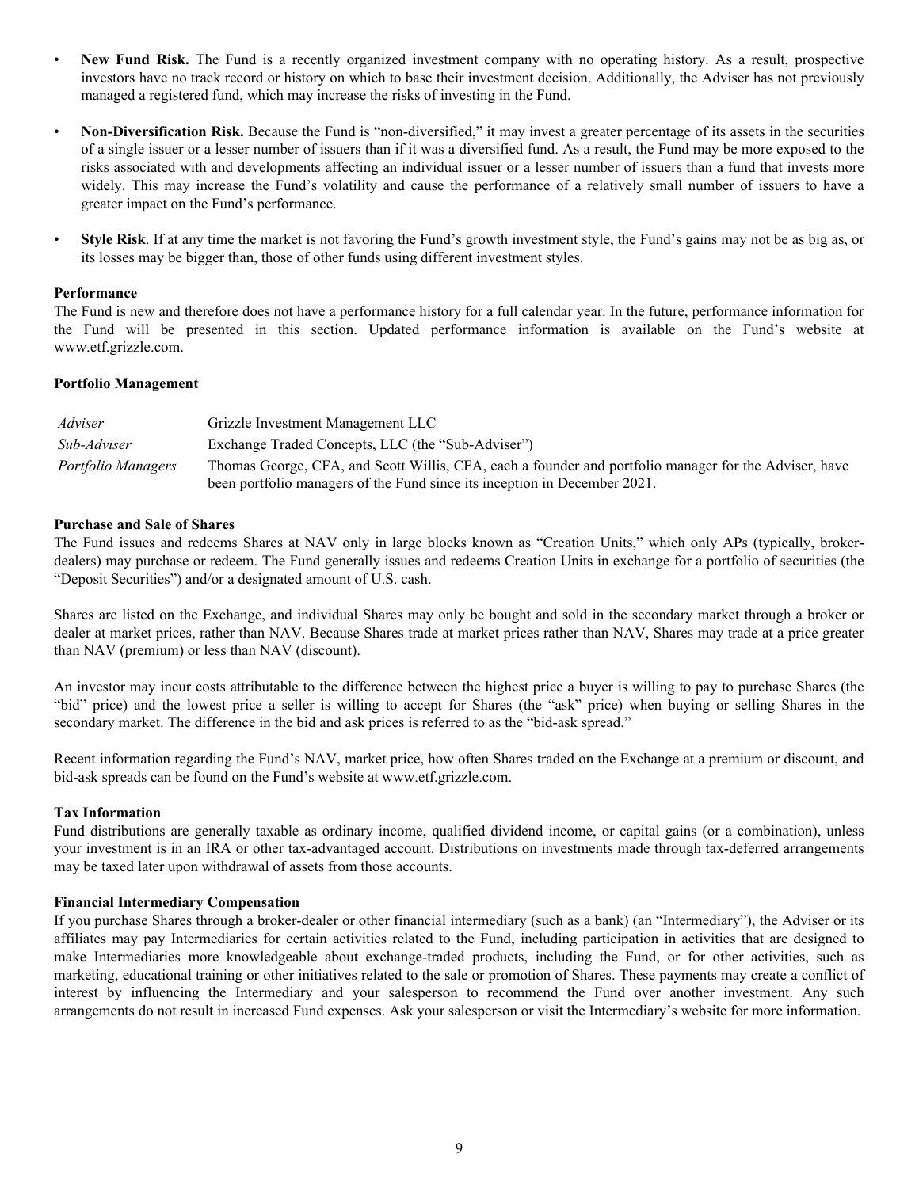- **New Fund Risk.** The Fund is a recently organized investment company with no operating history. As a result, prospective investors have no track record or history on which to base their investment decision. Additionally, the Adviser has not previously managed a registered fund, which may increase the risks of investing in the Fund.

- **Non-Diversification Risk.** Because the Fund is "non-diversified," it may invest a greater percentage of its assets in the securities of a single issuer or a lesser number of issuers than if it was a diversified fund. As a result, the Fund may be more exposed to the risks associated with and developments affecting an individual issuer or a lesser number of issuers than a fund that invests more widely. This may increase the Fund's volatility and cause the performance of a relatively small number of issuers to have a greater impact on the Fund's performance.

- **Style Risk**. If at any time the market is not favoring the Fund's growth investment style, the Fund's gains may not be as big as, or its losses may be bigger than, those of other funds using different investment styles.

**Performance**

The Fund is new and therefore does not have a performance history for a full calendar year. In the future, performance information for the Fund will be presented in this section. Updated performance information is available on the Fund's website at www.etf.grizzle.com.

**Portfolio Management**

| | |
|---|---|
| *Adviser* | Grizzle Investment Management LLC |
| *Sub-Adviser* | Exchange Traded Concepts, LLC (the "Sub-Adviser") |
| *Portfolio Managers* | Thomas George, CFA, and Scott Willis, CFA, each a founder and portfolio manager for the Adviser, have been portfolio managers of the Fund since its inception in December 2021. |

**Purchase and Sale of Shares**

The Fund issues and redeems Shares at NAV only in large blocks known as "Creation Units," which only APs (typically, broker-dealers) may purchase or redeem. The Fund generally issues and redeems Creation Units in exchange for a portfolio of securities (the "Deposit Securities") and/or a designated amount of U.S. cash.

Shares are listed on the Exchange, and individual Shares may only be bought and sold in the secondary market through a broker or dealer at market prices, rather than NAV. Because Shares trade at market prices rather than NAV, Shares may trade at a price greater than NAV (premium) or less than NAV (discount).

An investor may incur costs attributable to the difference between the highest price a buyer is willing to pay to purchase Shares (the "bid" price) and the lowest price a seller is willing to accept for Shares (the "ask" price) when buying or selling Shares in the secondary market. The difference in the bid and ask prices is referred to as the "bid-ask spread."

Recent information regarding the Fund's NAV, market price, how often Shares traded on the Exchange at a premium or discount, and bid-ask spreads can be found on the Fund's website at www.etf.grizzle.com.

**Tax Information**

Fund distributions are generally taxable as ordinary income, qualified dividend income, or capital gains (or a combination), unless your investment is in an IRA or other tax-advantaged account. Distributions on investments made through tax-deferred arrangements may be taxed later upon withdrawal of assets from those accounts.

**Financial Intermediary Compensation**

If you purchase Shares through a broker-dealer or other financial intermediary (such as a bank) (an "Intermediary"), the Adviser or its affiliates may pay Intermediaries for certain activities related to the Fund, including participation in activities that are designed to make Intermediaries more knowledgeable about exchange-traded products, including the Fund, or for other activities, such as marketing, educational training or other initiatives related to the sale or promotion of Shares. These payments may create a conflict of interest by influencing the Intermediary and your salesperson to recommend the Fund over another investment. Any such arrangements do not result in increased Fund expenses. Ask your salesperson or visit the Intermediary's website for more information.